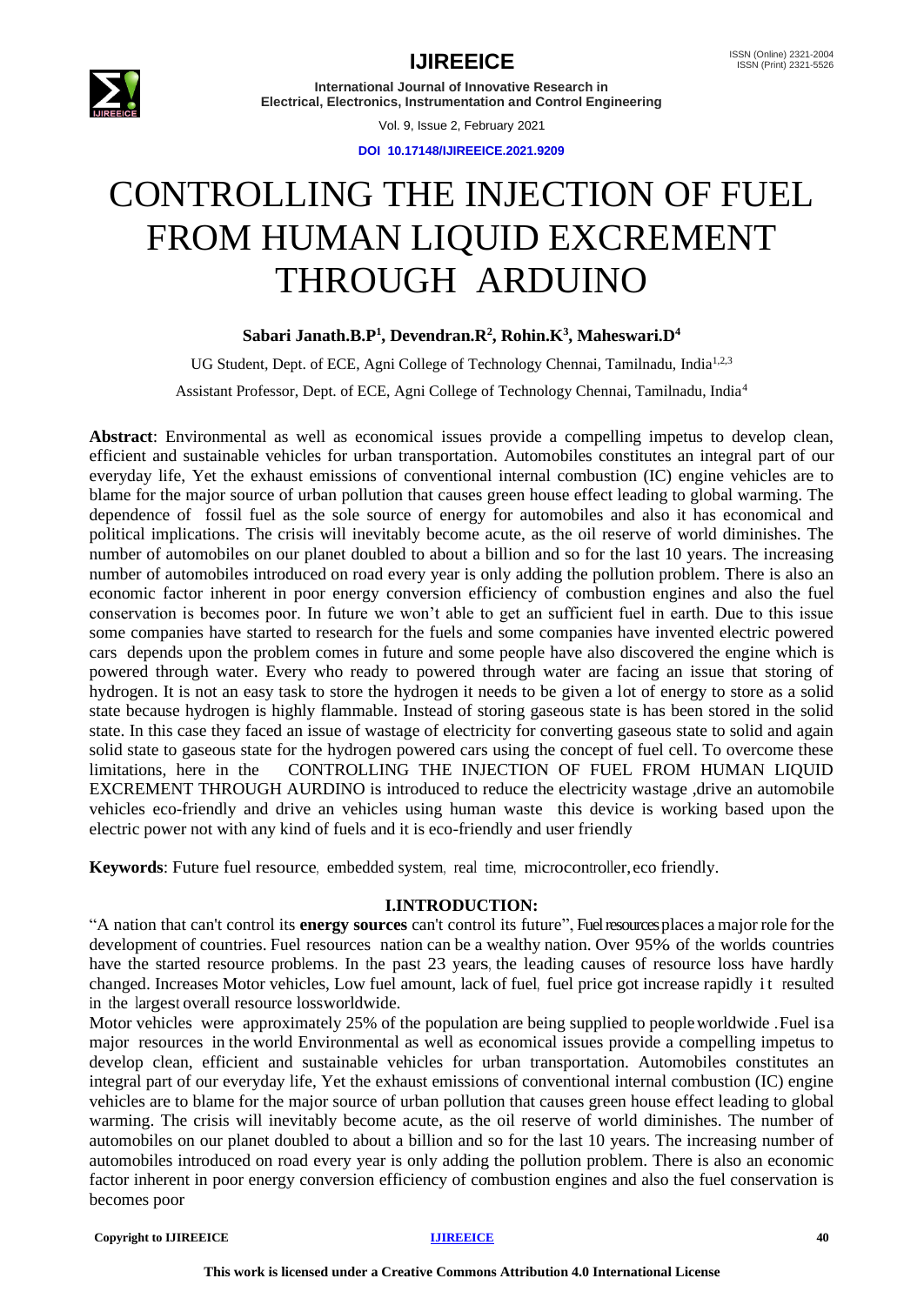# CONTROLLING THE INJECTION OF FUEL FROM HUMAN LIQUID EXCREMENT THROUGH ARDUINO

**Sabari Janath.B.P[1], Devendran.R[2], Rohin.K[3], Maheswari.D[4]**

UG Student, Dept. of ECE, Agni College of Technology Chennai, Tamilnadu, India[1,2,3]

Assistant Professor, Dept. of ECE, Agni College of Technology Chennai, Tamilnadu, India[4]

**Abstract**: Environmental as well as economical issues provide a compelling impetus to develop clean, efficient and sustainable vehicles for urban transportation. Automobiles constitutes an integral part of our everyday life, Yet the exhaust emissions of conventional internal combustion (IC) engine vehicles are to blame for the major source of urban pollution that causes green house effect leading to global warming. The dependence of fossil fuel as the sole source of energy for automobiles and also it has economical and political implications. The crisis will inevitably become acute, as the oil reserve of world diminishes. The number of automobiles on our planet doubled to about a billion and so for the last 10 years. The increasing number of automobiles introduced on road every year is only adding the pollution problem. There is also an economic factor inherent in poor energy conversion efficiency of combustion engines and also the fuel conservation is becomes poor. In future we won't able to get an sufficient fuel in earth. Due to this issue some companies have started to research for the fuels and some companies have invented electric powered cars depends upon the problem comes in future and some people have also discovered the engine which is powered through water. Every who ready to powered through water are facing an issue that storing of hydrogen. It is not an easy task to store the hydrogen it needs to be given a lot of energy to store as a solid state because hydrogen is highly flammable. Instead of storing gaseous state is has been stored in the solid state. In this case they faced an issue of wastage of electricity for converting gaseous state to solid and again solid state to gaseous state for the hydrogen powered cars using the concept of fuel cell. To overcome these limitations, here in the CONTROLLING THE INJECTION OF FUEL FROM HUMAN LIQUID EXCREMENT THROUGH AURDINO is introduced to reduce the electricity wastage ,drive an automobile vehicles eco-friendly and drive an vehicles using human waste this device is working based upon the electric power not with any kind of fuels and it is eco-friendly and user friendly

**Keywords**: Future fuel resource, embedded system, real time, microcontroller, eco friendly.

## I.INTRODUCTION:

"A nation that can't control its **energy sources** can't control its future", Fuel resources places a major role for the development of countries. Fuel resources nation can be a wealthy nation. Over 95% of the worlds countries have the started resource problems. In the past 23 years, the leading causes of resource loss have hardly changed. Increases Motor vehicles, Low fuel amount, lack of fuel, fuel price got increase rapidly it resulted in the largest overall resource lossworldwide.

Motor vehicles were approximately 25% of the population are being supplied to peopleworldwide .Fuel isa major resources in the world Environmental as well as economical issues provide a compelling impetus to develop clean, efficient and sustainable vehicles for urban transportation. Automobiles constitutes an integral part of our everyday life, Yet the exhaust emissions of conventional internal combustion (IC) engine vehicles are to blame for the major source of urban pollution that causes green house effect leading to global warming. The crisis will inevitably become acute, as the oil reserve of world diminishes. The number of automobiles on our planet doubled to about a billion and so for the last 10 years. The increasing number of automobiles introduced on road every year is only adding the pollution problem. There is also an economic factor inherent in poor energy conversion efficiency of combustion engines and also the fuel conservation is becomes poor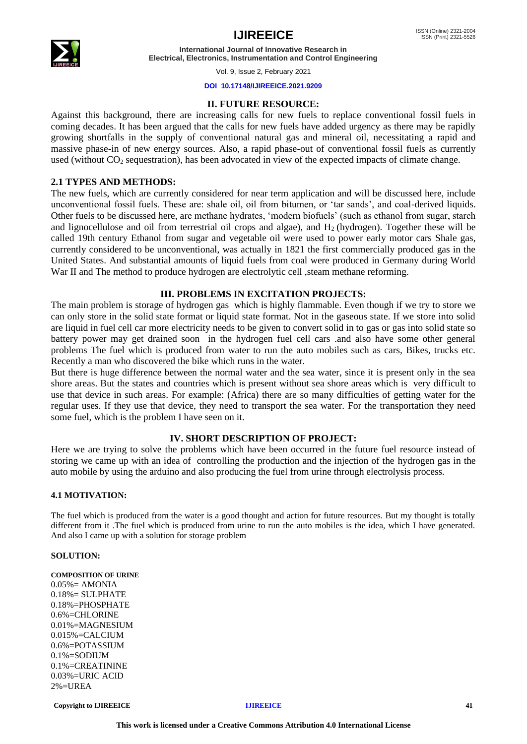## II. FUTURE RESOURCE:

Against this background, there are increasing calls for new fuels to replace conventional fossil fuels in coming decades. It has been argued that the calls for new fuels have added urgency as there may be rapidly growing shortfalls in the supply of conventional natural gas and mineral oil, necessitating a rapid and massive phase-in of new energy sources. Also, a rapid phase-out of conventional fossil fuels as currently used (without $CO_2$ sequestration), has been advocated in view of the expected impacts of climate change.

### 2.1 TYPES AND METHODS:

The new fuels, which are currently considered for near term application and will be discussed here, include unconventional fossil fuels. These are: shale oil, oil from bitumen, or 'tar sands', and coal-derived liquids. Other fuels to be discussed here, are methane hydrates, 'modern biofuels' (such as ethanol from sugar, starch and lignocellulose and oil from terrestrial oil crops and algae), and $H_2$ (hydrogen). Together these will be called 19th century Ethanol from sugar and vegetable oil were used to power early motor cars Shale gas, currently considered to be unconventional, was actually in 1821 the first commercially produced gas in the United States. And substantial amounts of liquid fuels from coal were produced in Germany during World War II and The method to produce hydrogen are electrolytic cell ,steam methane reforming.

## III. PROBLEMS IN EXCITATION PROJECTS:

The main problem is storage of hydrogen gas which is highly flammable. Even though if we try to store we can only store in the solid state format or liquid state format. Not in the gaseous state. If we store into solid are liquid in fuel cell car more electricity needs to be given to convert solid in to gas or gas into solid state so battery power may get drained soon in the hydrogen fuel cell cars .and also have some other general problems The fuel which is produced from water to run the auto mobiles such as cars, Bikes, trucks etc. Recently a man who discovered the bike which runs in the water.

But there is huge difference between the normal water and the sea water, since it is present only in the sea shore areas. But the states and countries which is present without sea shore areas which is very difficult to use that device in such areas. For example: (Africa) there are so many difficulties of getting water for the regular uses. If they use that device, they need to transport the sea water. For the transportation they need some fuel, which is the problem I have seen on it.

## IV. SHORT DESCRIPTION OF PROJECT:

Here we are trying to solve the problems which have been occurred in the future fuel resource instead of storing we came up with an idea of controlling the production and the injection of the hydrogen gas in the auto mobile by using the arduino and also producing the fuel from urine through electrolysis process.

### 4.1 MOTIVATION:

The fuel which is produced from the water is a good thought and action for future resources. But my thought is totally different from it .The fuel which is produced from urine to run the auto mobiles is the idea, which I have generated. And also I came up with a solution for storage problem

**SOLUTION:**

**COMPOSITION OF URINE**

0.05%= AMONIA
0.18%= SULPHATE
0.18%=PHOSPHATE
0.6%=CHLORINE
0.01%=MAGNESIUM
0.015%=CALCIUM
0.6%=POTASSIUM
0.1%=SODIUM
0.1%=CREATININE
0.03%=URIC ACID
2%=UREA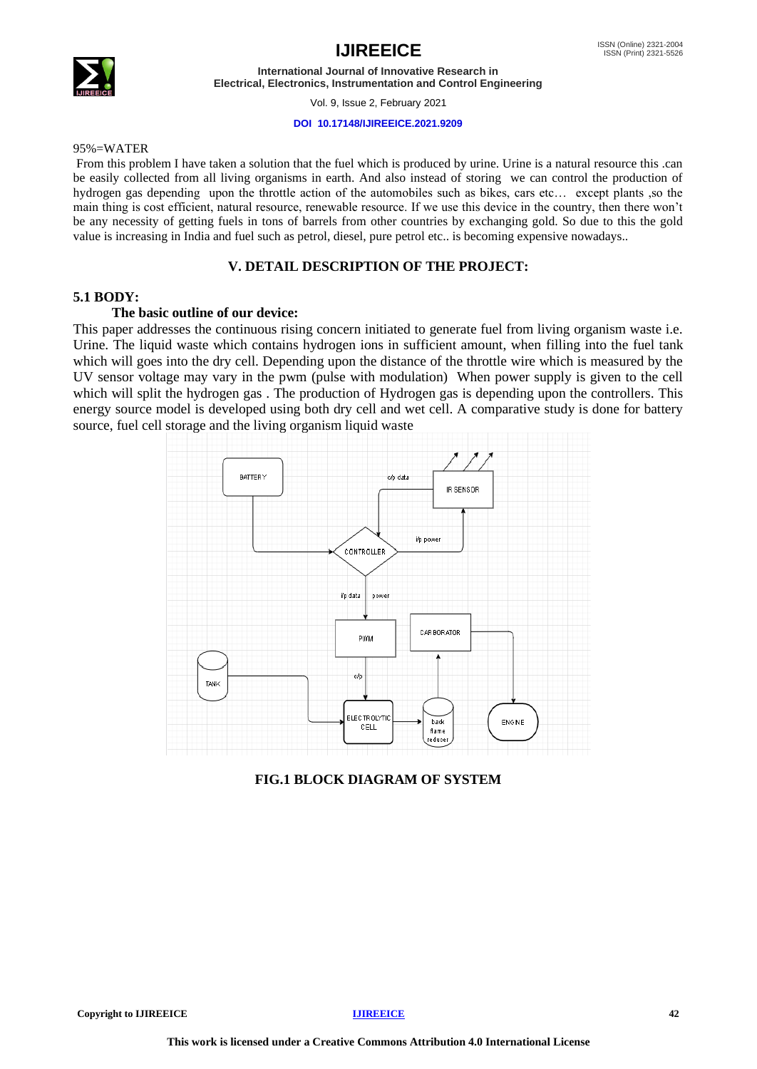95%=WATER

From this problem I have taken a solution that the fuel which is produced by urine. Urine is a natural resource this .can be easily collected from all living organisms in earth. And also instead of storing we can control the production of hydrogen gas depending upon the throttle action of the automobiles such as bikes, cars etc… except plants ,so the main thing is cost efficient, natural resource, renewable resource. If we use this device in the country, then there won't be any necessity of getting fuels in tons of barrels from other countries by exchanging gold. So due to this the gold value is increasing in India and fuel such as petrol, diesel, pure petrol etc.. is becoming expensive nowadays..

## V. DETAIL DESCRIPTION OF THE PROJECT:

### 5.1 BODY:

**The basic outline of our device:**

This paper addresses the continuous rising concern initiated to generate fuel from living organism waste i.e. Urine. The liquid waste which contains hydrogen ions in sufficient amount, when filling into the fuel tank which will goes into the dry cell. Depending upon the distance of the throttle wire which is measured by the UV sensor voltage may vary in the pwm (pulse with modulation) When power supply is given to the cell which will split the hydrogen gas . The production of Hydrogen gas is depending upon the controllers. This energy source model is developed using both dry cell and wet cell. A comparative study is done for battery source, fuel cell storage and the living organism liquid waste

**FIG.1 BLOCK DIAGRAM OF SYSTEM**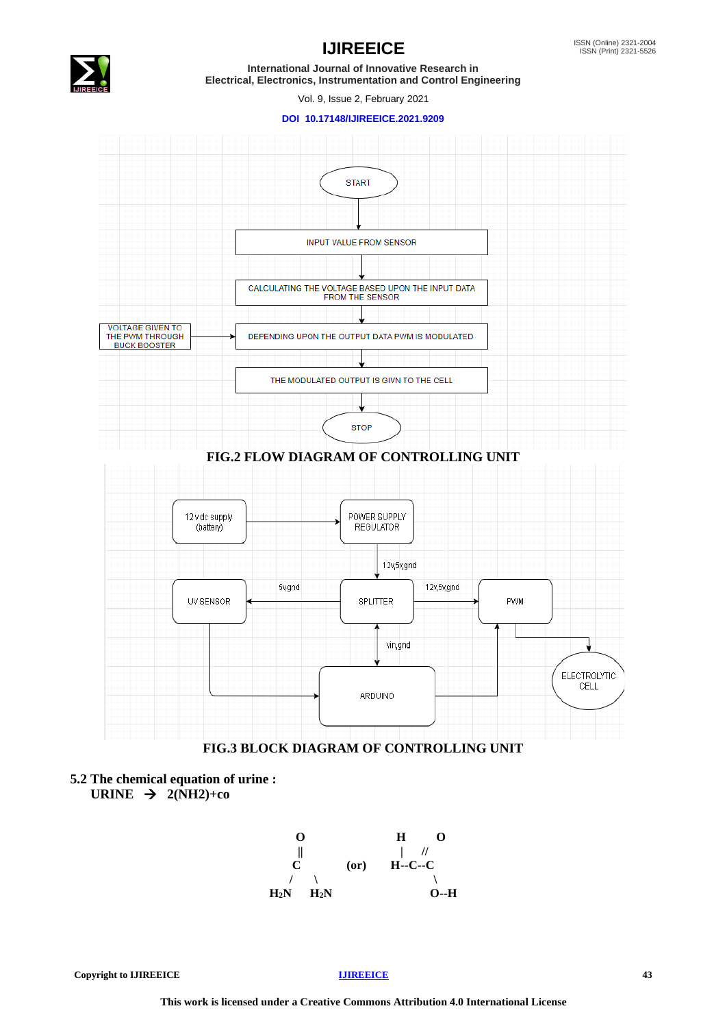START

INPUT VALUE FROM SENSOR

CALCULATING THE VOLTAGE BASED UPON THE INPUT DATA FROM THE SENSOR

VOLTAGE GIVEN TO THE PWM THROUGH BUCK BOOSTER

DEPENDING UPON THE OUTPUT DATA PWM IS MODULATED

THE MODULATED OUTPUT IS GIVN TO THE CELL

STOP

**FIG.2 FLOW DIAGRAM OF CONTROLLING UNIT**

12 vdc supply (battery)

POWER SUPPLY REGULATOR

12v,5v,gnd

UV SENSOR

5v,gnd

SPLITTER

12v,5v,gnd

PWM

vin,gnd

ARDUINO

ELECTROLYTIC CELL

**FIG.3 BLOCK DIAGRAM OF CONTROLLING UNIT**

**5.2 The chemical equation of urine :**

**URINE → 2(NH2)+co**

```
        O                      H       O
        ||                     |      //
        C          (or)      H--C--C
      /   \                          \
   H2N    H2N                         O--H
```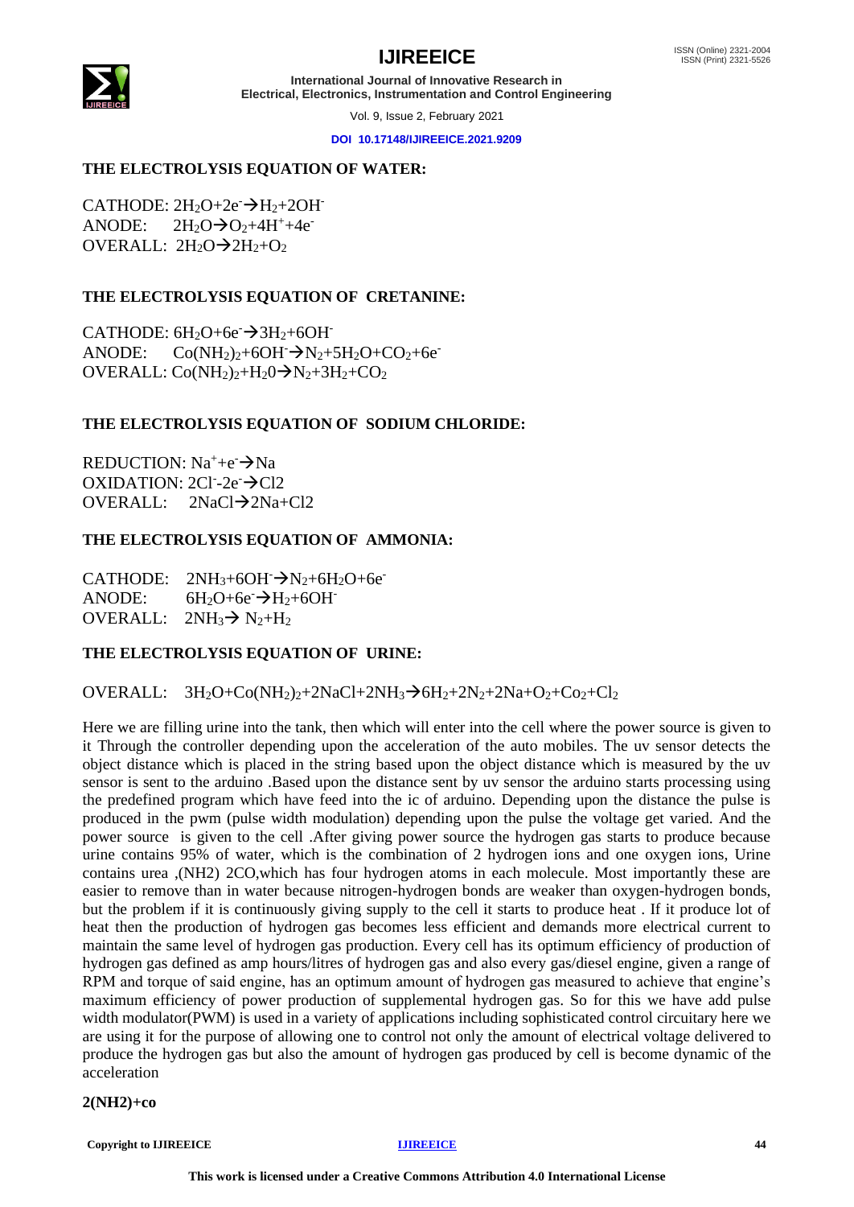**THE ELECTROLYSIS EQUATION OF WATER:**

CATHODE: $2H_2O+2e^- \rightarrow H_2+2OH^-$
ANODE: $2H_2O \rightarrow O_2+4H^++4e^-$
OVERALL: $2H_2O \rightarrow 2H_2+O_2$

**THE ELECTROLYSIS EQUATION OF CRETANINE:**

CATHODE: $6H_2O+6e^- \rightarrow 3H_2+6OH^-$
ANODE: $Co(NH_2)_2+6OH^- \rightarrow N_2+5H_2O+CO_2+6e^-$
OVERALL: $Co(NH_2)_2+H_20 \rightarrow N_2+3H_2+CO_2$

**THE ELECTROLYSIS EQUATION OF SODIUM CHLORIDE:**

REDUCTION: $Na^++e^- \rightarrow Na$
OXIDATION: $2Cl^--2e^- \rightarrow Cl2$
OVERALL: $2NaCl \rightarrow 2Na+Cl2$

**THE ELECTROLYSIS EQUATION OF AMMONIA:**

CATHODE: $2NH_3+6OH^- \rightarrow N_2+6H_2O+6e^-$
ANODE: $6H_2O+6e^- \rightarrow H_2+6OH^-$
OVERALL: $2NH_3 \rightarrow N_2+H_2$

**THE ELECTROLYSIS EQUATION OF URINE:**

OVERALL: $3H_2O+Co(NH_2)_2+2NaCl+2NH_3 \rightarrow 6H_2+2N_2+2Na+O_2+Co_2+Cl_2$

Here we are filling urine into the tank, then which will enter into the cell where the power source is given to it Through the controller depending upon the acceleration of the auto mobiles. The uv sensor detects the object distance which is placed in the string based upon the object distance which is measured by the uv sensor is sent to the arduino .Based upon the distance sent by uv sensor the arduino starts processing using the predefined program which have feed into the ic of arduino. Depending upon the distance the pulse is produced in the pwm (pulse width modulation) depending upon the pulse the voltage get varied. And the power source is given to the cell .After giving power source the hydrogen gas starts to produce because urine contains 95% of water, which is the combination of 2 hydrogen ions and one oxygen ions, Urine contains urea ,(NH2) 2CO,which has four hydrogen atoms in each molecule. Most importantly these are easier to remove than in water because nitrogen-hydrogen bonds are weaker than oxygen-hydrogen bonds, but the problem if it is continuously giving supply to the cell it starts to produce heat . If it produce lot of heat then the production of hydrogen gas becomes less efficient and demands more electrical current to maintain the same level of hydrogen gas production. Every cell has its optimum efficiency of production of hydrogen gas defined as amp hours/litres of hydrogen gas and also every gas/diesel engine, given a range of RPM and torque of said engine, has an optimum amount of hydrogen gas measured to achieve that engine's maximum efficiency of power production of supplemental hydrogen gas. So for this we have add pulse width modulator(PWM) is used in a variety of applications including sophisticated control circuitary here we are using it for the purpose of allowing one to control not only the amount of electrical voltage delivered to produce the hydrogen gas but also the amount of hydrogen gas produced by cell is become dynamic of the acceleration

**2(NH2)+co**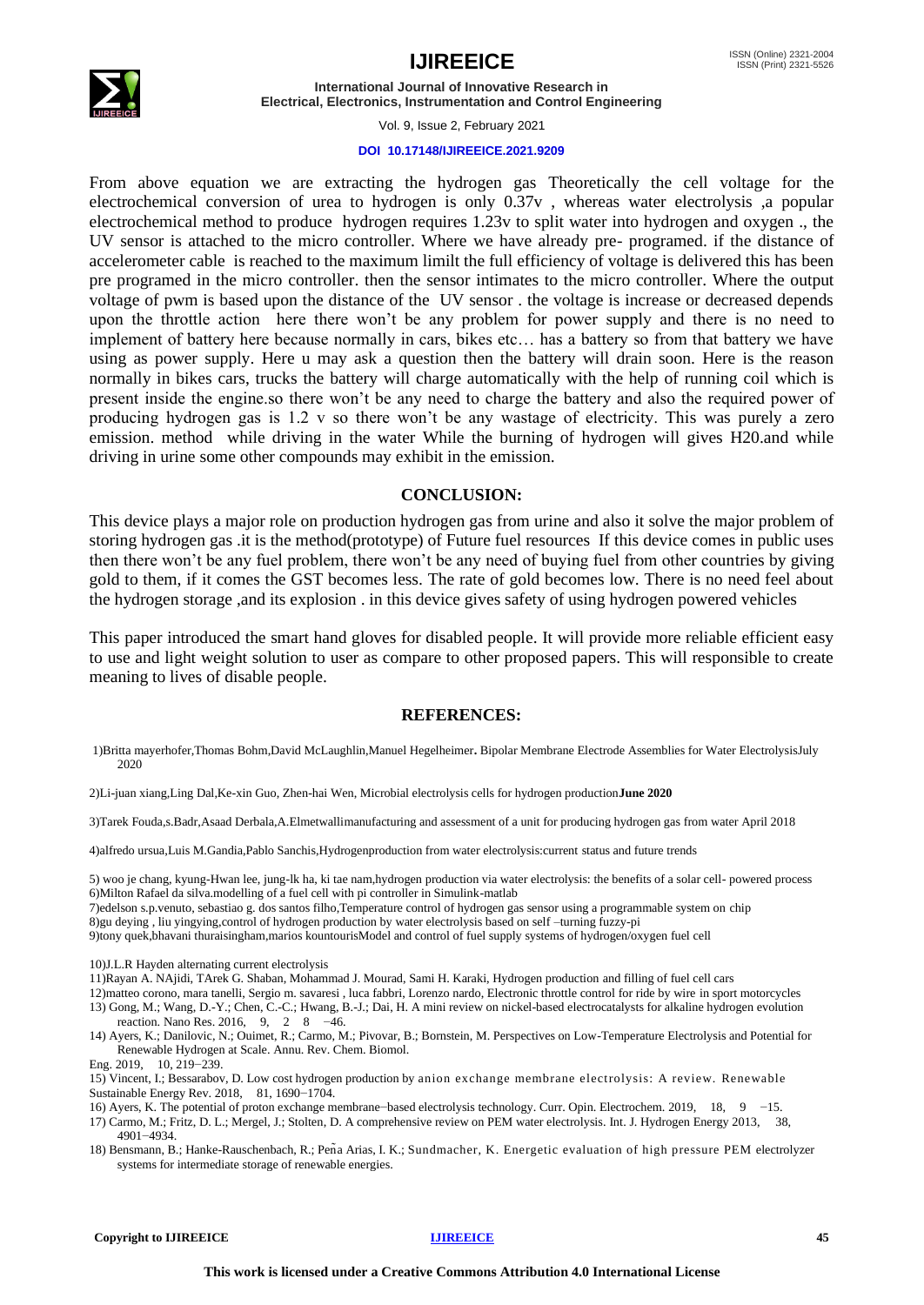From above equation we are extracting the hydrogen gas Theoretically the cell voltage for the electrochemical conversion of urea to hydrogen is only 0.37v , whereas water electrolysis ,a popular electrochemical method to produce hydrogen requires 1.23v to split water into hydrogen and oxygen ., the UV sensor is attached to the micro controller. Where we have already pre- programed. if the distance of accelerometer cable is reached to the maximum limilt the full efficiency of voltage is delivered this has been pre programed in the micro controller. then the sensor intimates to the micro controller. Where the output voltage of pwm is based upon the distance of the UV sensor . the voltage is increase or decreased depends upon the throttle action here there won't be any problem for power supply and there is no need to implement of battery here because normally in cars, bikes etc… has a battery so from that battery we have using as power supply. Here u may ask a question then the battery will drain soon. Here is the reason normally in bikes cars, trucks the battery will charge automatically with the help of running coil which is present inside the engine.so there won't be any need to charge the battery and also the required power of producing hydrogen gas is 1.2 v so there won't be any wastage of electricity. This was purely a zero emission. method while driving in the water While the burning of hydrogen will gives H20.and while driving in urine some other compounds may exhibit in the emission.

## CONCLUSION:

This device plays a major role on production hydrogen gas from urine and also it solve the major problem of storing hydrogen gas .it is the method(prototype) of Future fuel resources If this device comes in public uses then there won't be any fuel problem, there won't be any need of buying fuel from other countries by giving gold to them, if it comes the GST becomes less. The rate of gold becomes low. There is no need feel about the hydrogen storage ,and its explosion . in this device gives safety of using hydrogen powered vehicles

This paper introduced the smart hand gloves for disabled people. It will provide more reliable efficient easy to use and light weight solution to user as compare to other proposed papers. This will responsible to create meaning to lives of disable people.

## REFERENCES:

1)Britta mayerhofer,Thomas Bohm,David McLaughlin,Manuel Hegelheimer**.** Bipolar Membrane Electrode Assemblies for Water ElectrolysisJuly 2020

2)Li-juan xiang,Ling Dal,Ke-xin Guo, Zhen-hai Wen, Microbial electrolysis cells for hydrogen production**June 2020**

3)Tarek Fouda,s.Badr,Asaad Derbala,A.Elmetwallimanufacturing and assessment of a unit for producing hydrogen gas from water April 2018

4)alfredo ursua,Luis M.Gandia,Pablo Sanchis,Hydrogenproduction from water electrolysis:current status and future trends

5) woo je chang, kyung-Hwan lee, jung-lk ha, ki tae nam,hydrogen production via water electrolysis: the benefits of a solar cell- powered process

6)Milton Rafael da silva.modelling of a fuel cell with pi controller in Simulink-matlab

7)edelson s.p.venuto, sebastiao g. dos santos filho,Temperature control of hydrogen gas sensor using a programmable system on chip

8)gu deying , liu yingying,control of hydrogen production by water electrolysis based on self –turning fuzzy-pi

9)tony quek,bhavani thuraisingham,marios kountourisModel and control of fuel supply systems of hydrogen/oxygen fuel cell

10)J.L.R Hayden alternating current electrolysis

11)Rayan A. NAjidi, TArek G. Shaban, Mohammad J. Mourad, Sami H. Karaki, Hydrogen production and filling of fuel cell cars

12)matteo corono, mara tanelli, Sergio m. savaresi , luca fabbri, Lorenzo nardo, Electronic throttle control for ride by wire in sport motorcycles

13) Gong, M.; Wang, D.-Y.; Chen, C.-C.; Hwang, B.-J.; Dai, H. A mini review on nickel-based electrocatalysts for alkaline hydrogen evolution reaction. Nano Res. 2016, 9, 2 8 −46.

14) Ayers, K.; Danilovic, N.; Ouimet, R.; Carmo, M.; Pivovar, B.; Bornstein, M. Perspectives on Low-Temperature Electrolysis and Potential for Renewable Hydrogen at Scale. Annu. Rev. Chem. Biomol. Eng. 2019, 10, 219−239.

15) Vincent, I.; Bessarabov, D. Low cost hydrogen production by anion exchange membrane electrolysis: A review. Renewable Sustainable Energy Rev. 2018, 81, 1690−1704.

16) Ayers, K. The potential of proton exchange membrane−based electrolysis technology. Curr. Opin. Electrochem. 2019, 18, 9 −15.

17) Carmo, M.; Fritz, D. L.; Mergel, J.; Stolten, D. A comprehensive review on PEM water electrolysis. Int. J. Hydrogen Energy 2013, 38, 4901−4934.

18) Bensmann, B.; Hanke-Rauschenbach, R.; Peña Arias, I. K.; Sundmacher, K. Energetic evaluation of high pressure PEM electrolyzer systems for intermediate storage of renewable energies.